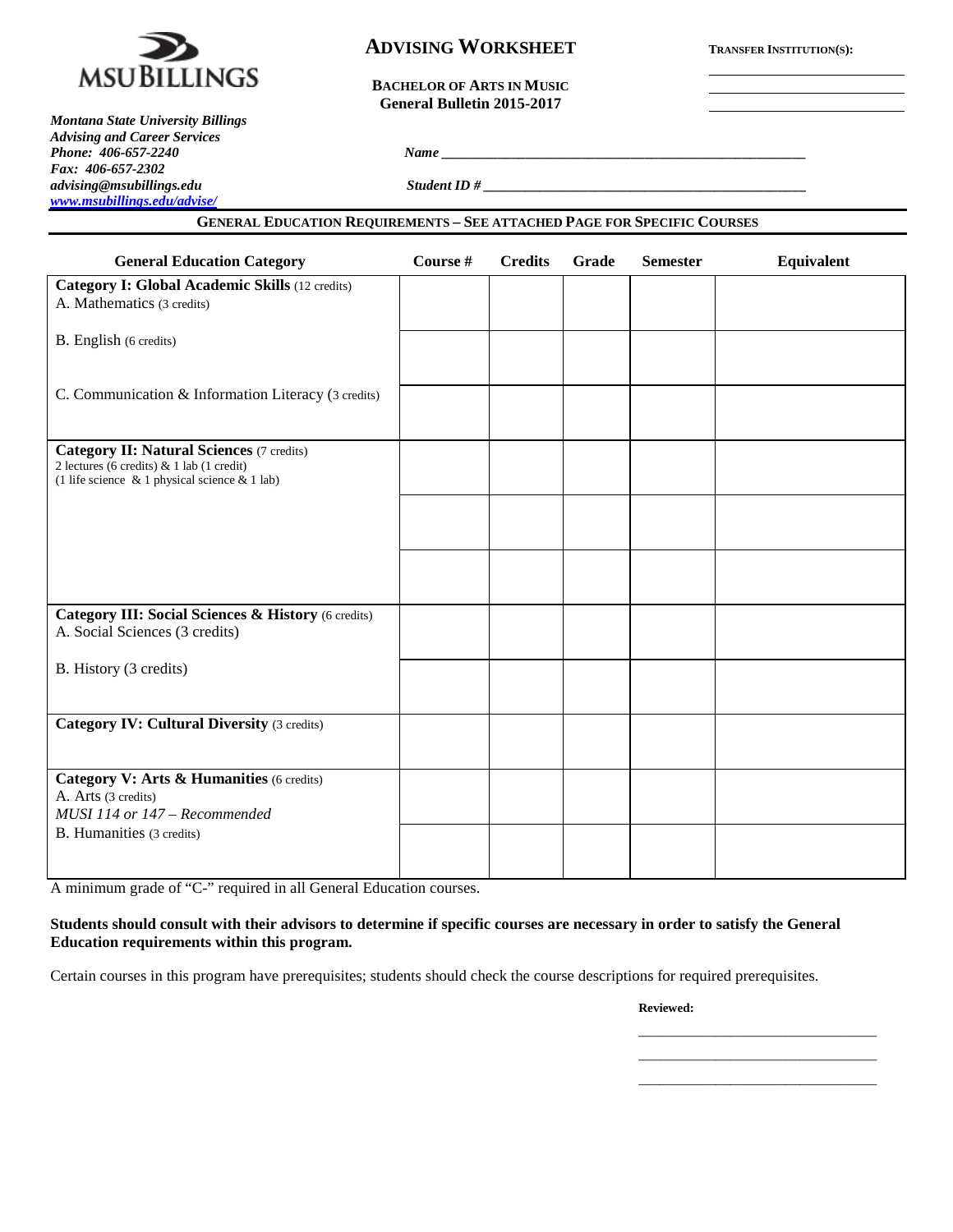MSU BILLINGS

*Montana State University Billings*
*Advising and Career Services*
*Phone: 406-657-2240*
*Fax: 406-657-2302*
*advising@msubillings.edu*
*[www.msubillings.edu/advise/](www.msubillings.edu/advise/)*

# ADVISING WORKSHEET

**BACHELOR OF ARTS IN MUSIC**
**General Bulletin 2015-2017**

**TRANSFER INSTITUTION(S):**

_______________
_______________
_______________

*Name* ___________________________________________

*Student ID #* ______________________________________

## GENERAL EDUCATION REQUIREMENTS – SEE ATTACHED PAGE FOR SPECIFIC COURSES

| General Education Category | Course # | Credits | Grade | Semester | Equivalent |
|---|---|---|---|---|---|
| **Category I: Global Academic Skills** (12 credits)<br>A. Mathematics (3 credits) | | | | | |
| B. English (6 credits) | | | | | |
| C. Communication & Information Literacy (3 credits) | | | | | |
| **Category II: Natural Sciences** (7 credits)<br>2 lectures (6 credits) & 1 lab (1 credit)<br>(1 life science & 1 physical science & 1 lab) | | | | | |
| | | | | | |
| | | | | | |
| **Category III: Social Sciences & History** (6 credits)<br>A. Social Sciences (3 credits) | | | | | |
| B. History (3 credits) | | | | | |
| **Category IV: Cultural Diversity** (3 credits) | | | | | |
| **Category V: Arts & Humanities** (6 credits)<br>A. Arts (3 credits)<br>*MUSI 114 or 147 – Recommended* | | | | | |
| B. Humanities (3 credits) | | | | | |

A minimum grade of "C-" required in all General Education courses.

**Students should consult with their advisors to determine if specific courses are necessary in order to satisfy the General Education requirements within this program.**

Certain courses in this program have prerequisites; students should check the course descriptions for required prerequisites.

**Reviewed:**

_______________________________
_______________________________
_______________________________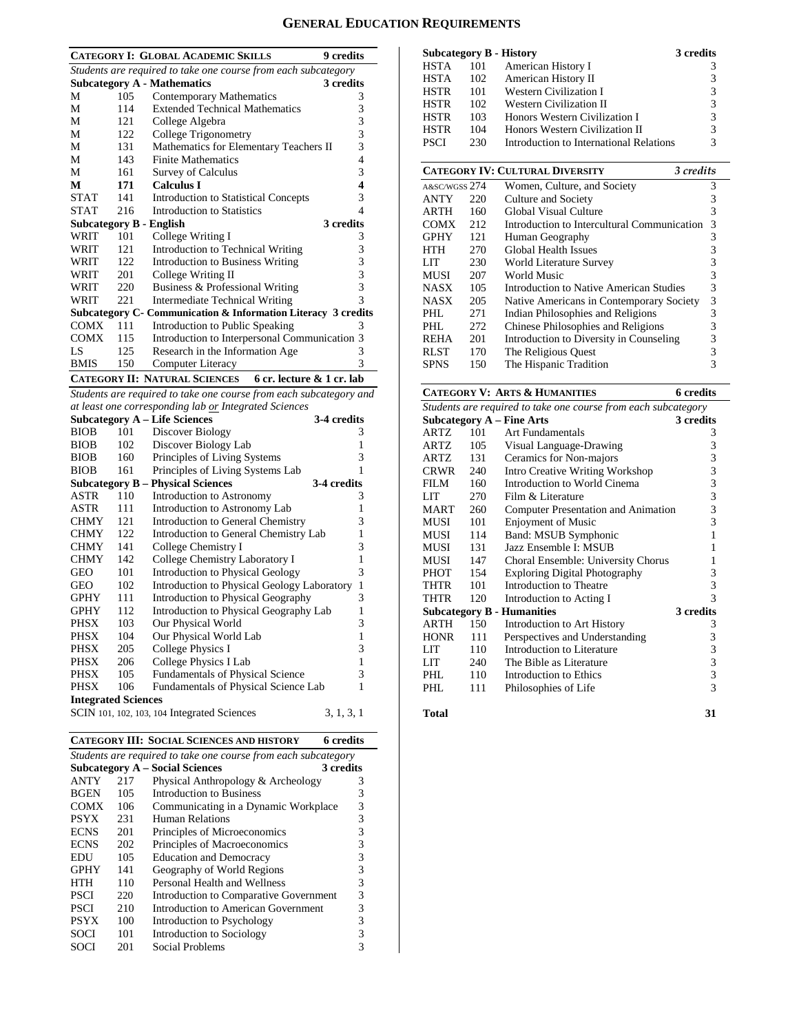# GENERAL EDUCATION REQUIREMENTS

## CATEGORY I: GLOBAL ACADEMIC SKILLS — 9 credits

*Students are required to take one course from each subcategory*

| Subcategory A - Mathematics | | | 3 credits |
|---|---|---|---|
| M | 105 | Contemporary Mathematics | 3 |
| M | 114 | Extended Technical Mathematics | 3 |
| M | 121 | College Algebra | 3 |
| M | 122 | College Trigonometry | 3 |
| M | 131 | Mathematics for Elementary Teachers II | 3 |
| M | 143 | Finite Mathematics | 4 |
| M | 161 | Survey of Calculus | 3 |
| **M** | **171** | **Calculus I** | **4** |
| STAT | 141 | Introduction to Statistical Concepts | 3 |
| STAT | 216 | Introduction to Statistics | 4 |

| Subcategory B - English | | | 3 credits |
|---|---|---|---|
| WRIT | 101 | College Writing I | 3 |
| WRIT | 121 | Introduction to Technical Writing | 3 |
| WRIT | 122 | Introduction to Business Writing | 3 |
| WRIT | 201 | College Writing II | 3 |
| WRIT | 220 | Business & Professional Writing | 3 |
| WRIT | 221 | Intermediate Technical Writing | 3 |

| Subcategory C- Communication & Information Literacy | | | 3 credits |
|---|---|---|---|
| COMX | 111 | Introduction to Public Speaking | 3 |
| COMX | 115 | Introduction to Interpersonal Communication | 3 |
| LS | 125 | Research in the Information Age | 3 |
| BMIS | 150 | Computer Literacy | 3 |

## CATEGORY II: NATURAL SCIENCES — 6 cr. lecture & 1 cr. lab

*Students are required to take one course from each subcategory and at least one corresponding lab or Integrated Sciences*

| Subcategory A – Life Sciences | | | 3-4 credits |
|---|---|---|---|
| BIOB | 101 | Discover Biology | 3 |
| BIOB | 102 | Discover Biology Lab | 1 |
| BIOB | 160 | Principles of Living Systems | 3 |
| BIOB | 161 | Principles of Living Systems Lab | 1 |

| Subcategory B – Physical Sciences | | | 3-4 credits |
|---|---|---|---|
| ASTR | 110 | Introduction to Astronomy | 3 |
| ASTR | 111 | Introduction to Astronomy Lab | 1 |
| CHMY | 121 | Introduction to General Chemistry | 3 |
| CHMY | 122 | Introduction to General Chemistry Lab | 1 |
| CHMY | 141 | College Chemistry I | 3 |
| CHMY | 142 | College Chemistry Laboratory I | 1 |
| GEO | 101 | Introduction to Physical Geology | 3 |
| GEO | 102 | Introduction to Physical Geology Laboratory | 1 |
| GPHY | 111 | Introduction to Physical Geography | 3 |
| GPHY | 112 | Introduction to Physical Geography Lab | 1 |
| PHSX | 103 | Our Physical World | 3 |
| PHSX | 104 | Our Physical World Lab | 1 |
| PHSX | 205 | College Physics I | 3 |
| PHSX | 206 | College Physics I Lab | 1 |
| PHSX | 105 | Fundamentals of Physical Science | 3 |
| PHSX | 106 | Fundamentals of Physical Science Lab | 1 |

**Integrated Sciences**

SCIN 101, 102, 103, 104 Integrated Sciences — 3, 1, 3, 1

## CATEGORY III: SOCIAL SCIENCES AND HISTORY — 6 credits

*Students are required to take one course from each subcategory*

| Subcategory A – Social Sciences | | | 3 credits |
|---|---|---|---|
| ANTY | 217 | Physical Anthropology & Archeology | 3 |
| BGEN | 105 | Introduction to Business | 3 |
| COMX | 106 | Communicating in a Dynamic Workplace | 3 |
| PSYX | 231 | Human Relations | 3 |
| ECNS | 201 | Principles of Microeconomics | 3 |
| ECNS | 202 | Principles of Macroeconomics | 3 |
| EDU | 105 | Education and Democracy | 3 |
| GPHY | 141 | Geography of World Regions | 3 |
| HTH | 110 | Personal Health and Wellness | 3 |
| PSCI | 220 | Introduction to Comparative Government | 3 |
| PSCI | 210 | Introduction to American Government | 3 |
| PSYX | 100 | Introduction to Psychology | 3 |
| SOCI | 101 | Introduction to Sociology | 3 |
| SOCI | 201 | Social Problems | 3 |

| Subcategory B - History | | | 3 credits |
|---|---|---|---|
| HSTA | 101 | American History I | 3 |
| HSTA | 102 | American History II | 3 |
| HSTR | 101 | Western Civilization I | 3 |
| HSTR | 102 | Western Civilization II | 3 |
| HSTR | 103 | Honors Western Civilization I | 3 |
| HSTR | 104 | Honors Western Civilization II | 3 |
| PSCI | 230 | Introduction to International Relations | 3 |

## CATEGORY IV: CULTURAL DIVERSITY — *3 credits*

| | | | |
|---|---|---|---|
| A&SC/WGSS | 274 | Women, Culture, and Society | 3 |
| ANTY | 220 | Culture and Society | 3 |
| ARTH | 160 | Global Visual Culture | 3 |
| COMX | 212 | Introduction to Intercultural Communication | 3 |
| GPHY | 121 | Human Geography | 3 |
| HTH | 270 | Global Health Issues | 3 |
| LIT | 230 | World Literature Survey | 3 |
| MUSI | 207 | World Music | 3 |
| NASX | 105 | Introduction to Native American Studies | 3 |
| NASX | 205 | Native Americans in Contemporary Society | 3 |
| PHL | 271 | Indian Philosophies and Religions | 3 |
| PHL | 272 | Chinese Philosophies and Religions | 3 |
| REHA | 201 | Introduction to Diversity in Counseling | 3 |
| RLST | 170 | The Religious Quest | 3 |
| SPNS | 150 | The Hispanic Tradition | 3 |

## CATEGORY V: ARTS & HUMANITIES — 6 credits

*Students are required to take one course from each subcategory*

| Subcategory A – Fine Arts | | | 3 credits |
|---|---|---|---|
| ARTZ | 101 | Art Fundamentals | 3 |
| ARTZ | 105 | Visual Language-Drawing | 3 |
| ARTZ | 131 | Ceramics for Non-majors | 3 |
| CRWR | 240 | Intro Creative Writing Workshop | 3 |
| FILM | 160 | Introduction to World Cinema | 3 |
| LIT | 270 | Film & Literature | 3 |
| MART | 260 | Computer Presentation and Animation | 3 |
| MUSI | 101 | Enjoyment of Music | 3 |
| MUSI | 114 | Band: MSUB Symphonic | 1 |
| MUSI | 131 | Jazz Ensemble I: MSUB | 1 |
| MUSI | 147 | Choral Ensemble: University Chorus | 1 |
| PHOT | 154 | Exploring Digital Photography | 3 |
| THTR | 101 | Introduction to Theatre | 3 |
| THTR | 120 | Introduction to Acting I | 3 |

| Subcategory B - Humanities | | | 3 credits |
|---|---|---|---|
| ARTH | 150 | Introduction to Art History | 3 |
| HONR | 111 | Perspectives and Understanding | 3 |
| LIT | 110 | Introduction to Literature | 3 |
| LIT | 240 | The Bible as Literature | 3 |
| PHL | 110 | Introduction to Ethics | 3 |
| PHL | 111 | Philosophies of Life | 3 |

**Total — 31**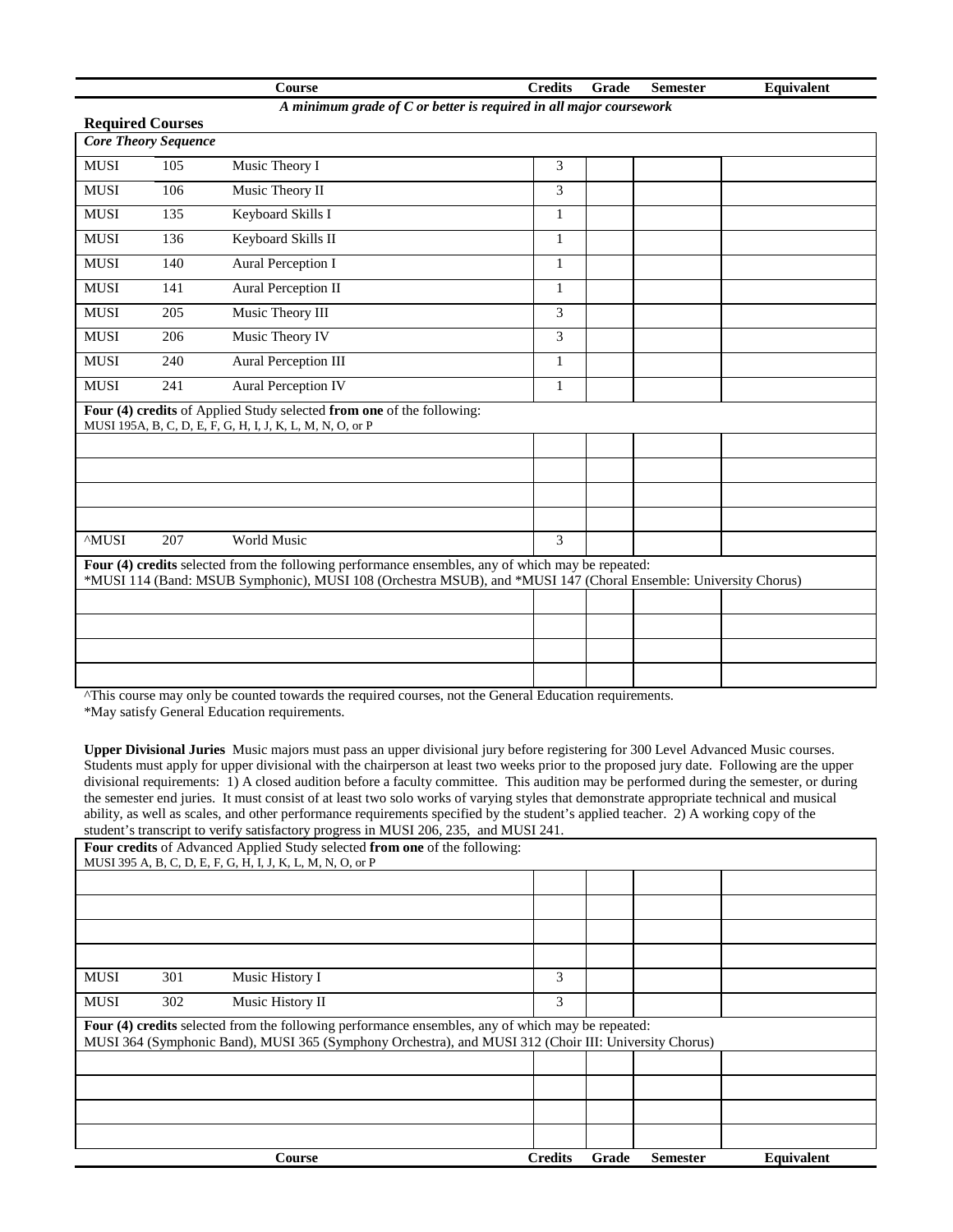| Course | | | Credits | Grade | Semester | Equivalent |
|---|---|---|---|---|---|---|
| ***A minimum grade of C or better is required in all major coursework*** | | | | | | |

**Required Courses**

| *Core Theory Sequence* | | | | | | |
|---|---|---|---|---|---|---|
| MUSI | 105 | Music Theory I | 3 | | | |
| MUSI | 106 | Music Theory II | 3 | | | |
| MUSI | 135 | Keyboard Skills I | 1 | | | |
| MUSI | 136 | Keyboard Skills II | 1 | | | |
| MUSI | 140 | Aural Perception I | 1 | | | |
| MUSI | 141 | Aural Perception II | 1 | | | |
| MUSI | 205 | Music Theory III | 3 | | | |
| MUSI | 206 | Music Theory IV | 3 | | | |
| MUSI | 240 | Aural Perception III | 1 | | | |
| MUSI | 241 | Aural Perception IV | 1 | | | |
| **Four (4) credits** of Applied Study selected **from one** of the following: MUSI 195A, B, C, D, E, F, G, H, I, J, K, L, M, N, O, or P | | | | | | |
| | | | | | | |
| | | | | | | |
| | | | | | | |
| | | | | | | |
| ^MUSI | 207 | World Music | 3 | | | |
| **Four (4) credits** selected from the following performance ensembles, any of which may be repeated: *MUSI 114 (Band: MSUB Symphonic), MUSI 108 (Orchestra MSUB), and *MUSI 147 (Choral Ensemble: University Chorus) | | | | | | |
| | | | | | | |
| | | | | | | |
| | | | | | | |
| | | | | | | |

^This course may only be counted towards the required courses, not the General Education requirements.
*May satisfy General Education requirements.

**Upper Divisional Juries** Music majors must pass an upper divisional jury before registering for 300 Level Advanced Music courses. Students must apply for upper divisional with the chairperson at least two weeks prior to the proposed jury date. Following are the upper divisional requirements: 1) A closed audition before a faculty committee. This audition may be performed during the semester, or during the semester end juries. It must consist of at least two solo works of varying styles that demonstrate appropriate technical and musical ability, as well as scales, and other performance requirements specified by the student's applied teacher. 2) A working copy of the student's transcript to verify satisfactory progress in MUSI 206, 235, and MUSI 241.

| **Four credits** of Advanced Applied Study selected **from one** of the following: MUSI 395 A, B, C, D, E, F, G, H, I, J, K, L, M, N, O, or P | | | | | | |
|---|---|---|---|---|---|---|
| | | | | | | |
| | | | | | | |
| | | | | | | |
| | | | | | | |
| MUSI | 301 | Music History I | 3 | | | |
| MUSI | 302 | Music History II | 3 | | | |
| **Four (4) credits** selected from the following performance ensembles, any of which may be repeated: MUSI 364 (Symphonic Band), MUSI 365 (Symphony Orchestra), and MUSI 312 (Choir III: University Chorus) | | | | | | |
| | | | | | | |
| | | | | | | |
| | | | | | | |
| | | | | | | |
| Course | | | Credits | Grade | Semester | Equivalent |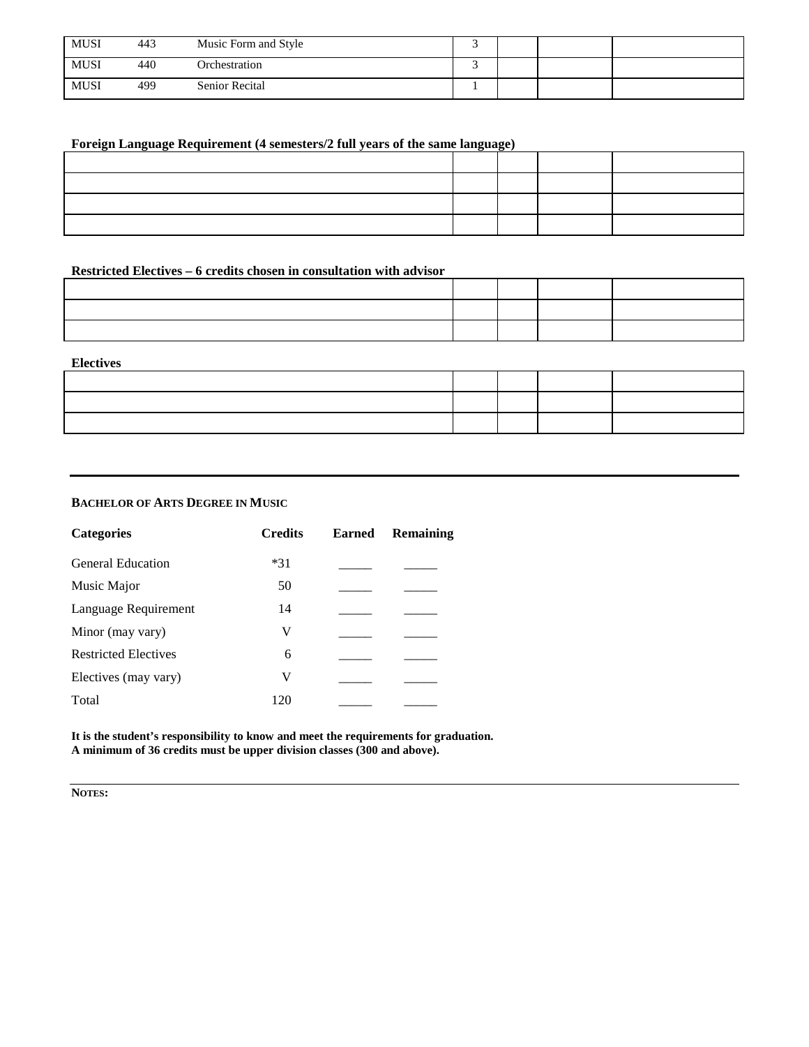| | | | | | | |
|---|---|---|---|---|---|---|
| MUSI | 443 | Music Form and Style | 3 | | | |
| MUSI | 440 | Orchestration | 3 | | | |
| MUSI | 499 | Senior Recital | 1 | | | |

**Foreign Language Requirement (4 semesters/2 full years of the same language)**

| | | | | |
|---|---|---|---|---|
| | | | | |
| | | | | |
| | | | | |
| | | | | |

**Restricted Electives – 6 credits chosen in consultation with advisor**

| | | | | |
|---|---|---|---|---|
| | | | | |
| | | | | |
| | | | | |

**Electives**

| | | | | |
|---|---|---|---|---|
| | | | | |
| | | | | |
| | | | | |

---

**BACHELOR OF ARTS DEGREE IN MUSIC**

| **Categories** | **Credits** | **Earned** | **Remaining** |
|---|---|---|---|
| General Education | *31 | _____ | _____ |
| Music Major | 50 | _____ | _____ |
| Language Requirement | 14 | _____ | _____ |
| Minor (may vary) | V | _____ | _____ |
| Restricted Electives | 6 | _____ | _____ |
| Electives (may vary) | V | _____ | _____ |
| Total | 120 | _____ | _____ |

**It is the student's responsibility to know and meet the requirements for graduation.**
**A minimum of 36 credits must be upper division classes (300 and above).**

---

**NOTES:**